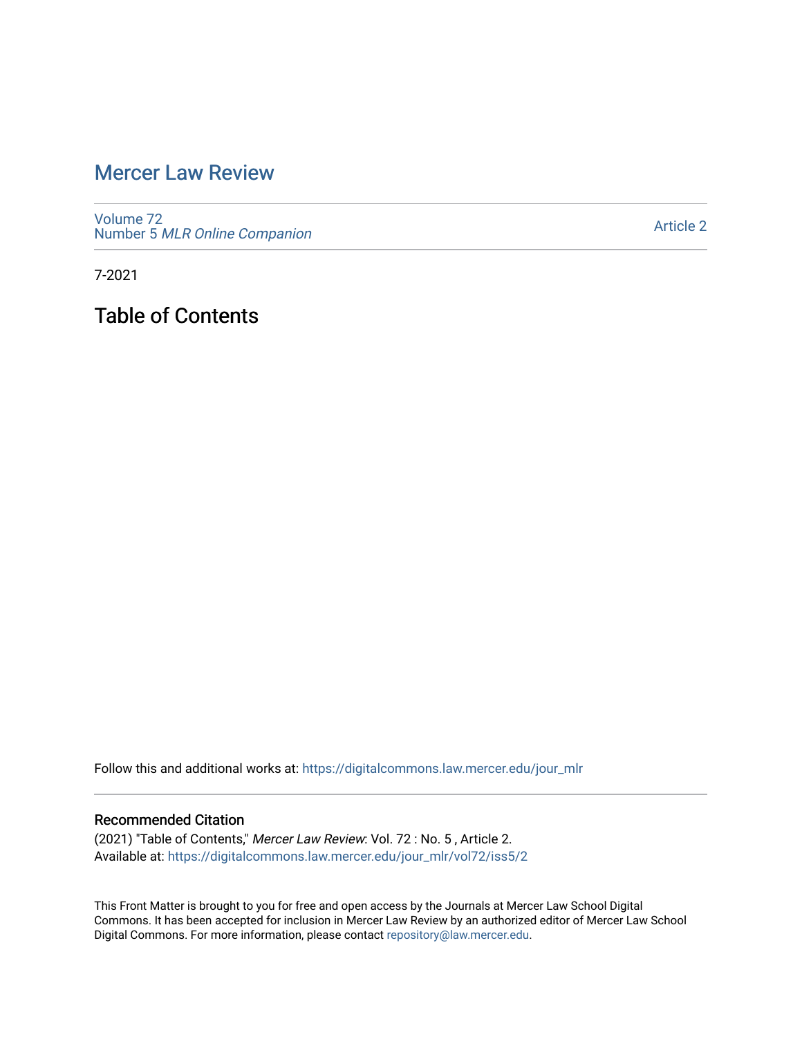# Mercer Law Review

Volume 72
Number 5 *MLR Online Companion*

Article 2

7-2021

## Table of Contents

Follow this and additional works at: https://digitalcommons.law.mercer.edu/jour_mlr

### Recommended Citation

(2021) "Table of Contents," *Mercer Law Review*: Vol. 72 : No. 5 , Article 2.
Available at: https://digitalcommons.law.mercer.edu/jour_mlr/vol72/iss5/2

This Front Matter is brought to you for free and open access by the Journals at Mercer Law School Digital Commons. It has been accepted for inclusion in Mercer Law Review by an authorized editor of Mercer Law School Digital Commons. For more information, please contact repository@law.mercer.edu.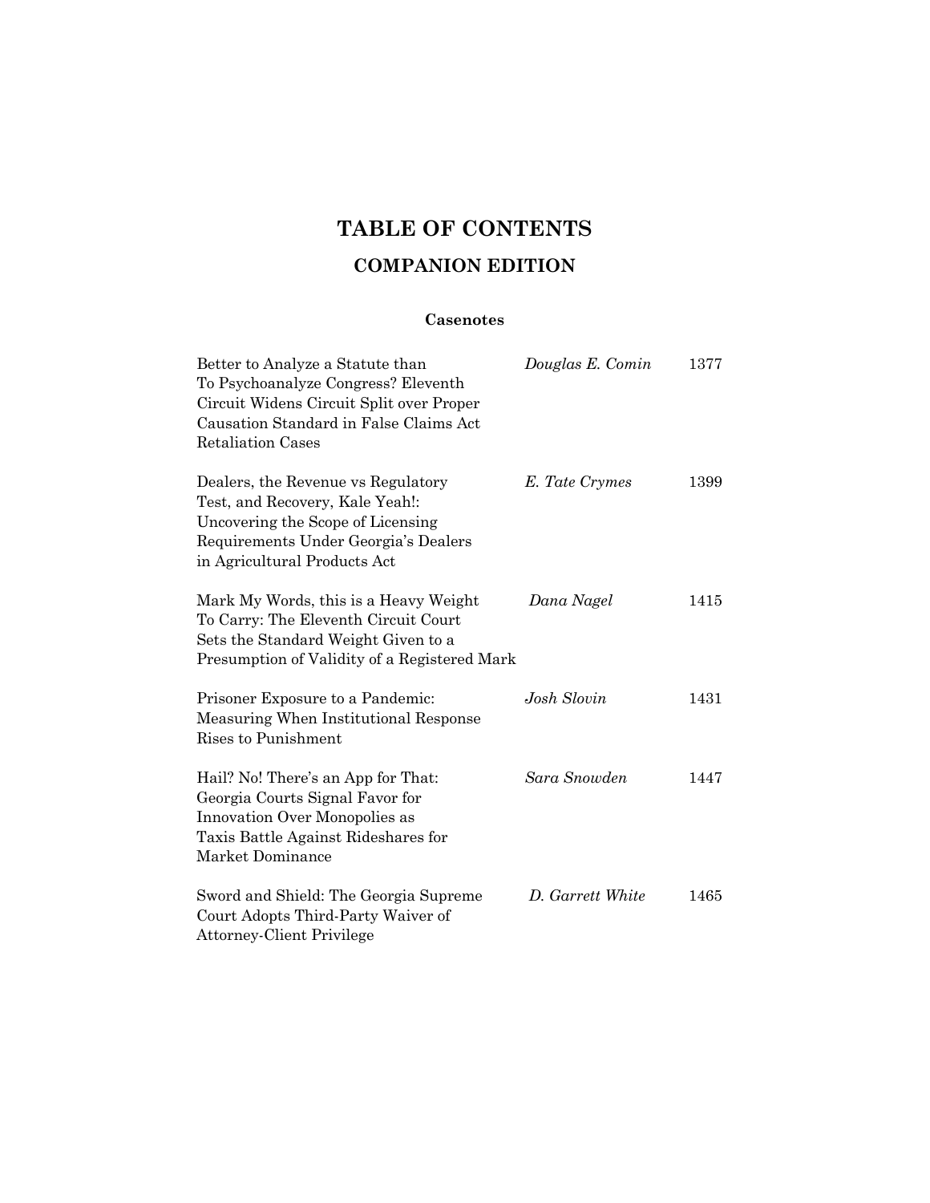# TABLE OF CONTENTS

## COMPANION EDITION

### Casenotes

| Title | Author | Page |
|---|---|---|
| Better to Analyze a Statute than To Psychoanalyze Congress? Eleventh Circuit Widens Circuit Split over Proper Causation Standard in False Claims Act Retaliation Cases | *Douglas E. Comin* | 1377 |
| Dealers, the Revenue vs Regulatory Test, and Recovery, Kale Yeah!: Uncovering the Scope of Licensing Requirements Under Georgia's Dealers in Agricultural Products Act | *E. Tate Crymes* | 1399 |
| Mark My Words, this is a Heavy Weight To Carry: The Eleventh Circuit Court Sets the Standard Weight Given to a Presumption of Validity of a Registered Mark | *Dana Nagel* | 1415 |
| Prisoner Exposure to a Pandemic: Measuring When Institutional Response Rises to Punishment | *Josh Slovin* | 1431 |
| Hail? No! There's an App for That: Georgia Courts Signal Favor for Innovation Over Monopolies as Taxis Battle Against Rideshares for Market Dominance | *Sara Snowden* | 1447 |
| Sword and Shield: The Georgia Supreme Court Adopts Third-Party Waiver of Attorney-Client Privilege | *D. Garrett White* | 1465 |